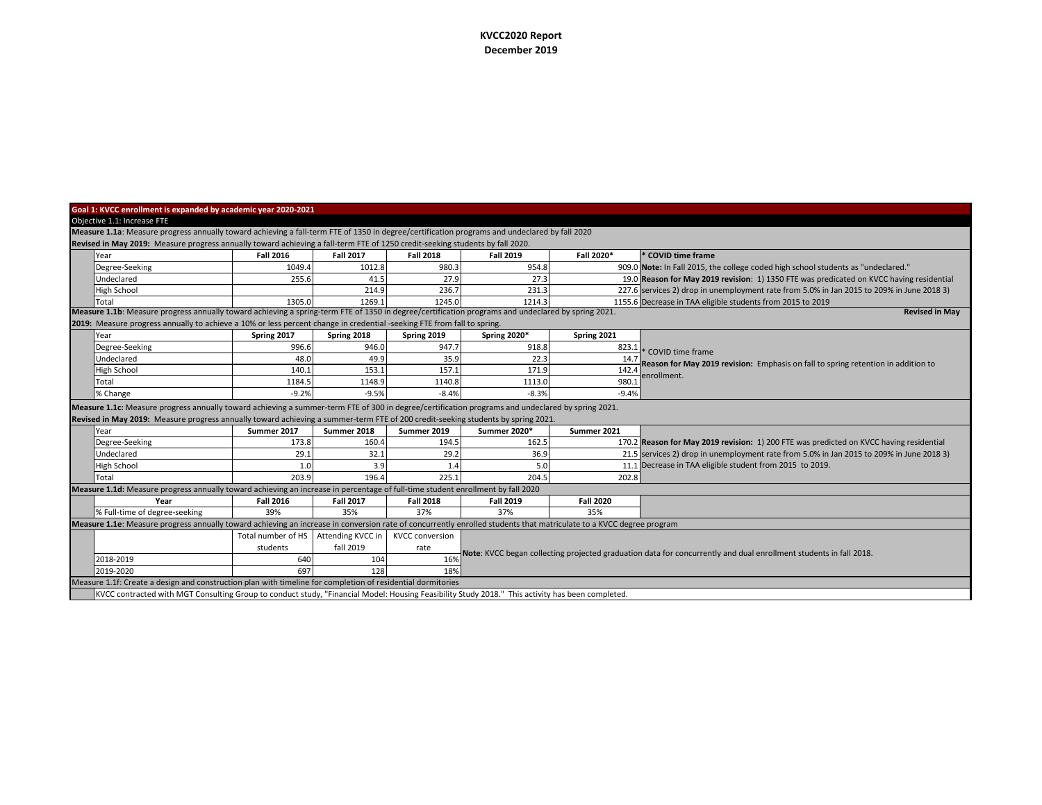# KVCC2020 Report

## December 2019

**Goal 1: KVCC enrollment is expanded by academic year 2020-2021**

Objective 1.1: Increase FTE

**Measure 1.1a**: Measure progress annually toward achieving a fall-term FTE of 1350 in degree/certification programs and undeclared by fall 2020

**Revised in May 2019:** Measure progress annually toward achieving a fall-term FTE of 1250 credit-seeking students by fall 2020.

| Year | Fall 2016 | Fall 2017 | Fall 2018 | Fall 2019 | Fall 2020* | * COVID time frame |
|---|---|---|---|---|---|---|
| Degree-Seeking | 1049.4 | 1012.8 | 980.3 | 954.8 | 909.0 | **Note:** In Fall 2015, the college coded high school students as "undeclared." |
| Undeclared | 255.6 | 41.5 | 27.9 | 27.3 | 19.0 | **Reason for May 2019 revision**: 1) 1350 FTE was predicated on KVCC having residential |
| High School | | 214.9 | 236.7 | 231.3 | 227.6 | services 2) drop in unemployment rate from 5.0% in Jan 2015 to 209% in June 2018 3) |
| Total | 1305.0 | 1269.1 | 1245.0 | 1214.3 | 1155.6 | Decrease in TAA eligible students from 2015 to 2019 |

**Measure 1.1b**: Measure progress annually toward achieving a spring-term FTE of 1350 in degree/certification programs and undeclared by spring 2021. **Revised in May 2019:** Measure progress annually to achieve a 10% or less percent change in credential -seeking FTE from fall to spring.

| Year | Spring 2017 | Spring 2018 | Spring 2019 | Spring 2020* | Spring 2021 | |
|---|---|---|---|---|---|---|
| Degree-Seeking | 996.6 | 946.0 | 947.7 | 918.8 | 823.1 | * COVID time frame |
| Undeclared | 48.0 | 49.9 | 35.9 | 22.3 | 14.7 | **Reason for May 2019 revision:** Emphasis on fall to spring retention in addition to enrollment. |
| High School | 140.1 | 153.1 | 157.1 | 171.9 | 142.4 | |
| Total | 1184.5 | 1148.9 | 1140.8 | 1113.0 | 980.1 | |
| % Change | -9.2% | -9.5% | -8.4% | -8.3% | -9.4% | |

**Measure 1.1c:** Measure progress annually toward achieving a summer-term FTE of 300 in degree/certification programs and undeclared by spring 2021.

**Revised in May 2019:** Measure progress annually toward achieving a summer-term FTE of 200 credit-seeking students by spring 2021.

| Year | Summer 2017 | Summer 2018 | Summer 2019 | Summer 2020* | Summer 2021 | |
|---|---|---|---|---|---|---|
| Degree-Seeking | 173.8 | 160.4 | 194.5 | 162.5 | 170.2 | **Reason for May 2019 revision:** 1) 200 FTE was predicted on KVCC having residential |
| Undeclared | 29.1 | 32.1 | 29.2 | 36.9 | 21.5 | services 2) drop in unemployment rate from 5.0% in Jan 2015 to 209% in June 2018 3) |
| High School | 1.0 | 3.9 | 1.4 | 5.0 | 11.1 | Decrease in TAA eligible student from 2015 to 2019. |
| Total | 203.9 | 196.4 | 225.1 | 204.5 | 202.8 | |

**Measure 1.1d:** Measure progress annually toward achieving an increase in percentage of full-time student enrollment by fall 2020

| Year | Fall 2016 | Fall 2017 | Fall 2018 | Fall 2019 | Fall 2020 |
|---|---|---|---|---|---|
| % Full-time of degree-seeking | 39% | 35% | 37% | 37% | 35% |

**Measure 1.1e**: Measure progress annually toward achieving an increase in conversion rate of concurrently enrolled students that matriculate to a KVCC degree program

| | Total number of HS students | Attending KVCC in fall 2019 | KVCC conversion rate | |
|---|---|---|---|---|
| 2018-2019 | 640 | 104 | 16% | **Note**: KVCC began collecting projected graduation data for concurrently and dual enrollment students in fall 2018. |
| 2019-2020 | 697 | 128 | 18% | |

Measure 1.1f: Create a design and construction plan with timeline for completion of residential dormitories

KVCC contracted with MGT Consulting Group to conduct study, "Financial Model: Housing Feasibility Study 2018." This activity has been completed.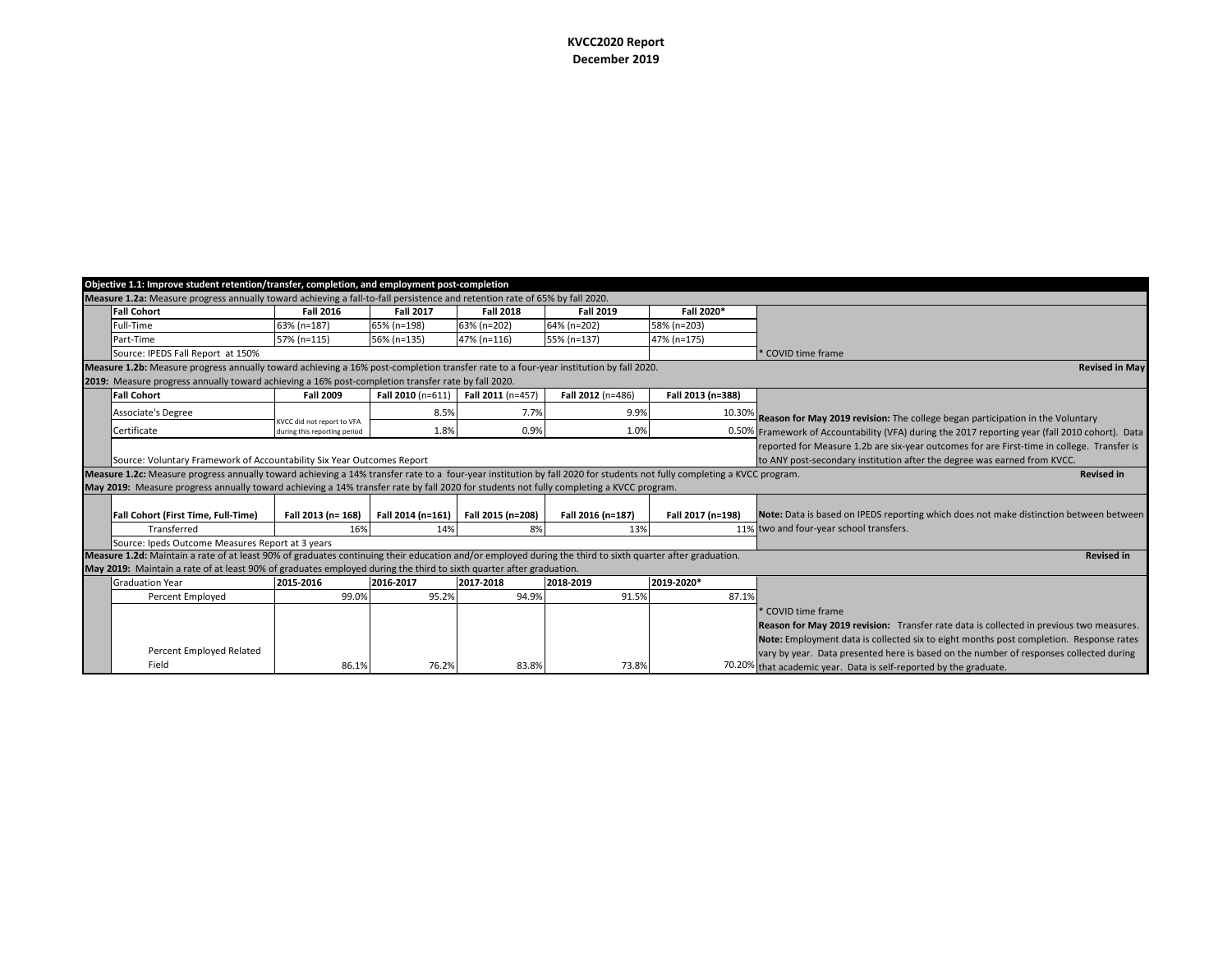**KVCC2020 Report**
**December 2019**

**Objective 1.1: Improve student retention/transfer, completion, and employment post-completion**

**Measure 1.2a:** Measure progress annually toward achieving a fall-to-fall persistence and retention rate of 65% by fall 2020.

| Fall Cohort | Fall 2016 | Fall 2017 | Fall 2018 | Fall 2019 | Fall 2020* | |
|---|---|---|---|---|---|---|
| Full-Time | 63% (n=187) | 65% (n=198) | 63% (n=202) | 64% (n=202) | 58% (n=203) | |
| Part-Time | 57% (n=115) | 56% (n=135) | 47% (n=116) | 55% (n=137) | 47% (n=175) | |
| Source: IPEDS Fall Report at 150% | | | | | | * COVID time frame |

**Measure 1.2b:** Measure progress annually toward achieving a 16% post-completion transfer rate to a four-year institution by fall 2020. **Revised in May 2019:** Measure progress annually toward achieving a 16% post-completion transfer rate by fall 2020.

| Fall Cohort | Fall 2009 | Fall 2010 (n=611) | Fall 2011 (n=457) | Fall 2012 (n=486) | Fall 2013 (n=388) | |
|---|---|---|---|---|---|---|
| Associate's Degree | KVCC did not report to VFA during this reporting period | 8.5% | 7.7% | 9.9% | 10.30% | **Reason for May 2019 revision:** The college began participation in the Voluntary Framework of Accountability (VFA) during the 2017 reporting year (fall 2010 cohort). Data reported for Measure 1.2b are six-year outcomes for are First-time in college. Transfer is to ANY post-secondary institution after the degree was earned from KVCC. |
| Certificate | | 1.8% | 0.9% | 1.0% | 0.50% | |
| Source: Voluntary Framework of Accountability Six Year Outcomes Report | | | | | | |

**Measure 1.2c:** Measure progress annually toward achieving a 14% transfer rate to a four-year institution by fall 2020 for students not fully completing a KVCC program. **Revised in May 2019:** Measure progress annually toward achieving a 14% transfer rate by fall 2020 for students not fully completing a KVCC program.

| Fall Cohort (First Time, Full-Time) | Fall 2013 (n= 168) | Fall 2014 (n=161) | Fall 2015 (n=208) | Fall 2016 (n=187) | Fall 2017 (n=198) | **Note:** Data is based on IPEDS reporting which does not make distinction between between two and four-year school transfers. |
|---|---|---|---|---|---|---|
| Transferred | 16% | 14% | 8% | 13% | 11% | |
| Source: Ipeds Outcome Measures Report at 3 years | | | | | | |

**Measure 1.2d:** Maintain a rate of at least 90% of graduates continuing their education and/or employed during the third to sixth quarter after graduation. **Revised in May 2019:** Maintain a rate of at least 90% of graduates employed during the third to sixth quarter after graduation.

| Graduation Year | 2015-2016 | 2016-2017 | 2017-2018 | 2018-2019 | 2019-2020* | |
|---|---|---|---|---|---|---|
| Percent Employed | 99.0% | 95.2% | 94.9% | 91.5% | 87.1% | |
| Percent Employed Related Field | 86.1% | 76.2% | 83.8% | 73.8% | 70.20% | * COVID time frame<br>**Reason for May 2019 revision:** Transfer rate data is collected in previous two measures.<br>**Note:** Employment data is collected six to eight months post completion. Response rates vary by year. Data presented here is based on the number of responses collected during that academic year. Data is self-reported by the graduate. |